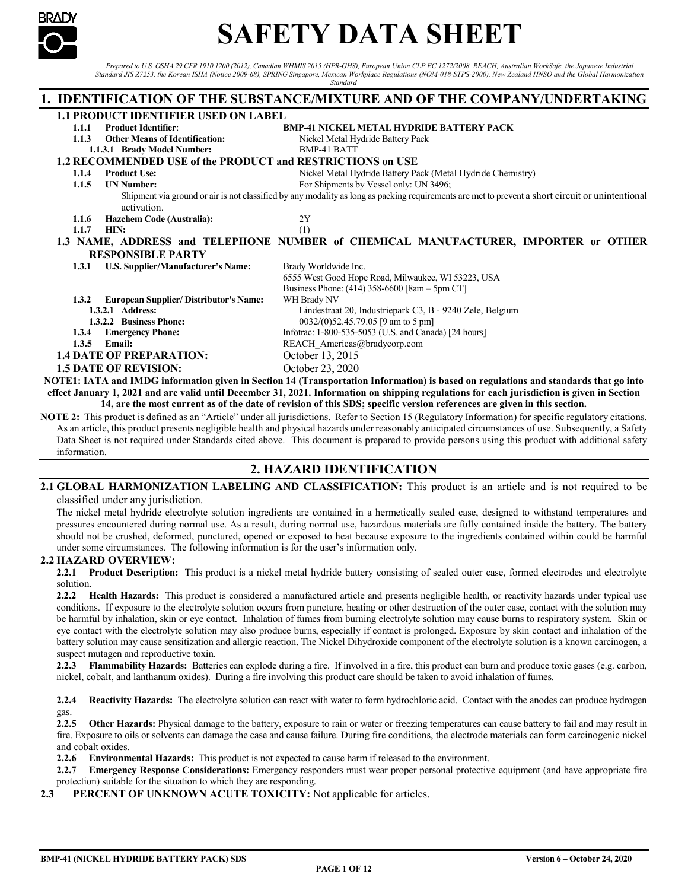# SAFETY DATA SHEET

*Prepared to U.S. OSHA 29 CFR 1910.1200 (2012), Canadian WHMIS 2015 (HPR-GHS), European Union CLP EC 1272/2008, REACH, Australian WorkSafe, the Japanese Industrial Standard JIS Z7253, the Korean ISHA (Notice 2009-68), SPRING Singapore, Mexican Workplace Regulations (NOM-018-STPS-2000), New Zealand HNSO and the Global Harmonization Standard*

## 1. IDENTIFICATION OF THE SUBSTANCE/MIXTURE AND OF THE COMPANY/UNDERTAKING

### 1.1 PRODUCT IDENTIFIER USED ON LABEL

**1.1.1 Product Identifier**: **BMP-41 NICKEL METAL HYDRIDE BATTERY PACK**

**1.1.3 Other Means of Identification:** Nickel Metal Hydride Battery Pack

**1.1.3.1 Brady Model Number:** BMP-41 BATT

### 1.2 RECOMMENDED USE of the PRODUCT and RESTRICTIONS on USE

**1.1.4 Product Use:** Nickel Metal Hydride Battery Pack (Metal Hydride Chemistry)

**1.1.5 UN Number:** For Shipments by Vessel only: UN 3496;

Shipment via ground or air is not classified by any modality as long as packing requirements are met to prevent a short circuit or unintentional activation.

**1.1.6 Hazchem Code (Australia):** 2Y

**1.1.7 HIN:** (1)

### 1.3 NAME, ADDRESS and TELEPHONE NUMBER of CHEMICAL MANUFACTURER, IMPORTER or OTHER RESPONSIBLE PARTY

**1.3.1 U.S. Supplier/Manufacturer's Name:** Brady Worldwide Inc.
6555 West Good Hope Road, Milwaukee, WI 53223, USA
Business Phone: (414) 358-6600 [8am – 5pm CT]

**1.3.2 European Supplier/ Distributor's Name:** WH Brady NV

**1.3.2.1 Address:** Lindestraat 20, Industriepark C3, B - 9240 Zele, Belgium

**1.3.2.2 Business Phone:** 0032/(0)52.45.79.05 [9 am to 5 pm]

**1.3.4 Emergency Phone:** Infotrac: 1-800-535-5053 (U.S. and Canada) [24 hours]

**1.3.5 Email:** REACH_Americas@bradycorp.com

### 1.4 DATE OF PREPARATION: October 13, 2015

### 1.5 DATE OF REVISION: October 23, 2020

**NOTE1: IATA and IMDG information given in Section 14 (Transportation Information) is based on regulations and standards that go into effect January 1, 2021 and are valid until December 31, 2021. Information on shipping regulations for each jurisdiction is given in Section 14, are the most current as of the date of revision of this SDS; specific version references are given in this section.**

**NOTE 2:** This product is defined as an "Article" under all jurisdictions. Refer to Section 15 (Regulatory Information) for specific regulatory citations. As an article, this product presents negligible health and physical hazards under reasonably anticipated circumstances of use. Subsequently, a Safety Data Sheet is not required under Standards cited above. This document is prepared to provide persons using this product with additional safety information.

## 2. HAZARD IDENTIFICATION

**2.1 GLOBAL HARMONIZATION LABELING AND CLASSIFICATION:** This product is an article and is not required to be classified under any jurisdiction.

The nickel metal hydride electrolyte solution ingredients are contained in a hermetically sealed case, designed to withstand temperatures and pressures encountered during normal use. As a result, during normal use, hazardous materials are fully contained inside the battery. The battery should not be crushed, deformed, punctured, opened or exposed to heat because exposure to the ingredients contained within could be harmful under some circumstances. The following information is for the user's information only.

**2.2 HAZARD OVERVIEW:**

**2.2.1 Product Description:** This product is a nickel metal hydride battery consisting of sealed outer case, formed electrodes and electrolyte solution.

**2.2.2 Health Hazards:** This product is considered a manufactured article and presents negligible health, or reactivity hazards under typical use conditions. If exposure to the electrolyte solution occurs from puncture, heating or other destruction of the outer case, contact with the solution may be harmful by inhalation, skin or eye contact. Inhalation of fumes from burning electrolyte solution may cause burns to respiratory system. Skin or eye contact with the electrolyte solution may also produce burns, especially if contact is prolonged. Exposure by skin contact and inhalation of the battery solution may cause sensitization and allergic reaction. The Nickel Dihydroxide component of the electrolyte solution is a known carcinogen, a suspect mutagen and reproductive toxin.

**2.2.3 Flammability Hazards:** Batteries can explode during a fire. If involved in a fire, this product can burn and produce toxic gases (e.g. carbon, nickel, cobalt, and lanthanum oxides). During a fire involving this product care should be taken to avoid inhalation of fumes.

**2.2.4 Reactivity Hazards:** The electrolyte solution can react with water to form hydrochloric acid. Contact with the anodes can produce hydrogen gas.

**2.2.5 Other Hazards:** Physical damage to the battery, exposure to rain or water or freezing temperatures can cause battery to fail and may result in fire. Exposure to oils or solvents can damage the case and cause failure. During fire conditions, the electrode materials can form carcinogenic nickel and cobalt oxides.

**2.2.6 Environmental Hazards:** This product is not expected to cause harm if released to the environment.

**2.2.7 Emergency Response Considerations:** Emergency responders must wear proper personal protective equipment (and have appropriate fire protection) suitable for the situation to which they are responding.

**2.3 PERCENT OF UNKNOWN ACUTE TOXICITY:** Not applicable for articles.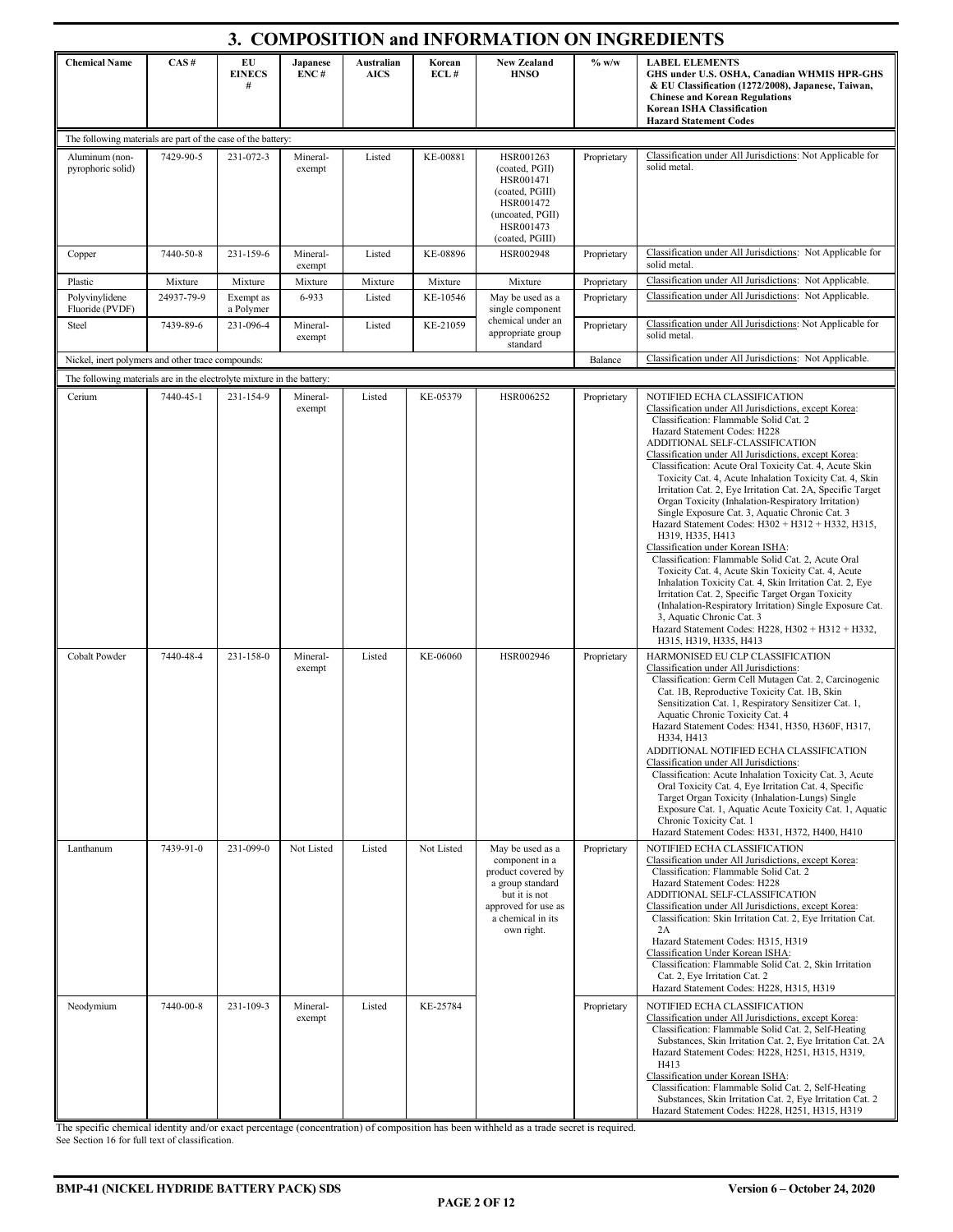## 3. COMPOSITION and INFORMATION ON INGREDIENTS

| Chemical Name | CAS # | EU EINECS # | Japanese ENC # | Australian AICS | Korean ECL # | New Zealand HNSO | % w/w | LABEL ELEMENTS GHS under U.S. OSHA, Canadian WHMIS HPR-GHS & EU Classification (1272/2008), Japanese, Taiwan, Chinese and Korean Regulations Korean ISHA Classification Hazard Statement Codes |
|---|---|---|---|---|---|---|---|---|
| The following materials are part of the case of the battery: | | | | | | | | |
| Aluminum (non-pyrophoric solid) | 7429-90-5 | 231-072-3 | Mineral-exempt | Listed | KE-00881 | HSR001263 (coated, PGII) HSR001471 (coated, PGIII) HSR001472 (uncoated, PGII) HSR001473 (coated, PGIII) | Proprietary | Classification under All Jurisdictions: Not Applicable for solid metal. |
| Copper | 7440-50-8 | 231-159-6 | Mineral-exempt | Listed | KE-08896 | HSR002948 | Proprietary | Classification under All Jurisdictions: Not Applicable for solid metal. |
| Plastic | Mixture | Mixture | Mixture | Mixture | Mixture | Mixture | Proprietary | Classification under All Jurisdictions: Not Applicable. |
| Polyvinylidene Fluoride (PVDF) | 24937-79-9 | Exempt as a Polymer | 6-933 | Listed | KE-10546 | May be used as a single component chemical under an appropriate group standard | Proprietary | Classification under All Jurisdictions: Not Applicable. |
| Steel | 7439-89-6 | 231-096-4 | Mineral-exempt | Listed | KE-21059 | | Proprietary | Classification under All Jurisdictions: Not Applicable for solid metal. |
| Nickel, inert polymers and other trace compounds: | | | | | | | Balance | Classification under All Jurisdictions: Not Applicable. |
| The following materials are in the electrolyte mixture in the battery: | | | | | | | | |
| Cerium | 7440-45-1 | 231-154-9 | Mineral-exempt | Listed | KE-05379 | HSR006252 | Proprietary | NOTIFIED ECHA CLASSIFICATION<br>Classification under All Jurisdictions, except Korea:<br>Classification: Flammable Solid Cat. 2<br>Hazard Statement Codes: H228<br>ADDITIONAL SELF-CLASSIFICATION<br>Classification under All Jurisdictions, except Korea:<br>Classification: Acute Oral Toxicity Cat. 4, Acute Skin Toxicity Cat. 4, Acute Inhalation Toxicity Cat. 4, Skin Irritation Cat. 2, Eye Irritation Cat. 2A, Specific Target Organ Toxicity (Inhalation-Respiratory Irritation) Single Exposure Cat. 3, Aquatic Chronic Cat. 3<br>Hazard Statement Codes: H302 + H312 + H332, H315, H319, H335, H413<br>Classification under Korean ISHA:<br>Classification: Flammable Solid Cat. 2, Acute Oral Toxicity Cat. 4, Acute Skin Toxicity Cat. 4, Acute Inhalation Toxicity Cat. 4, Skin Irritation Cat. 2, Eye Irritation Cat. 2, Specific Target Organ Toxicity (Inhalation-Respiratory Irritation) Single Exposure Cat. 3, Aquatic Chronic Cat. 3<br>Hazard Statement Codes: H228, H302 + H312 + H332, H315, H319, H335, H413 |
| Cobalt Powder | 7440-48-4 | 231-158-0 | Mineral-exempt | Listed | KE-06060 | HSR002946 | Proprietary | HARMONISED EU CLP CLASSIFICATION<br>Classification under All Jurisdictions:<br>Classification: Germ Cell Mutagen Cat. 2, Carcinogenic Cat. 1B, Reproductive Toxicity Cat. 1B, Skin Sensitization Cat. 1, Respiratory Sensitizer Cat. 1, Aquatic Chronic Toxicity Cat. 4<br>Hazard Statement Codes: H341, H350, H360F, H317, H334, H413<br>ADDITIONAL NOTIFIED ECHA CLASSIFICATION<br>Classification under All Jurisdictions:<br>Classification: Acute Inhalation Toxicity Cat. 3, Acute Oral Toxicity Cat. 4, Eye Irritation Cat. 4, Specific Target Organ Toxicity (Inhalation-Lungs) Single Exposure Cat. 1, Aquatic Acute Toxicity Cat. 1, Aquatic Chronic Toxicity Cat. 1<br>Hazard Statement Codes: H331, H372, H400, H410 |
| Lanthanum | 7439-91-0 | 231-099-0 | Not Listed | Listed | Not Listed | May be used as a component in a product covered by a group standard but it is not approved for use as a chemical in its own right. | Proprietary | NOTIFIED ECHA CLASSIFICATION<br>Classification under All Jurisdictions, except Korea:<br>Classification: Flammable Solid Cat. 2<br>Hazard Statement Codes: H228<br>ADDITIONAL SELF-CLASSIFICATION<br>Classification under All Jurisdictions, except Korea:<br>Classification: Skin Irritation Cat. 2, Eye Irritation Cat. 2A<br>Hazard Statement Codes: H315, H319<br>Classification Under Korean ISHA:<br>Classification: Flammable Solid Cat. 2, Skin Irritation Cat. 2, Eye Irritation Cat. 2<br>Hazard Statement Codes: H228, H315, H319 |
| Neodymium | 7440-00-8 | 231-109-3 | Mineral-exempt | Listed | KE-25784 | | Proprietary | NOTIFIED ECHA CLASSIFICATION<br>Classification under All Jurisdictions, except Korea:<br>Classification: Flammable Solid Cat. 2, Self-Heating Substances, Skin Irritation Cat. 2, Eye Irritation Cat. 2A<br>Hazard Statement Codes: H228, H251, H315, H319, H413<br>Classification under Korean ISHA:<br>Classification: Flammable Solid Cat. 2, Self-Heating Substances, Skin Irritation Cat. 2, Eye Irritation Cat. 2<br>Hazard Statement Codes: H228, H251, H315, H319 |

The specific chemical identity and/or exact percentage (concentration) of composition has been withheld as a trade secret is required.
See Section 16 for full text of classification.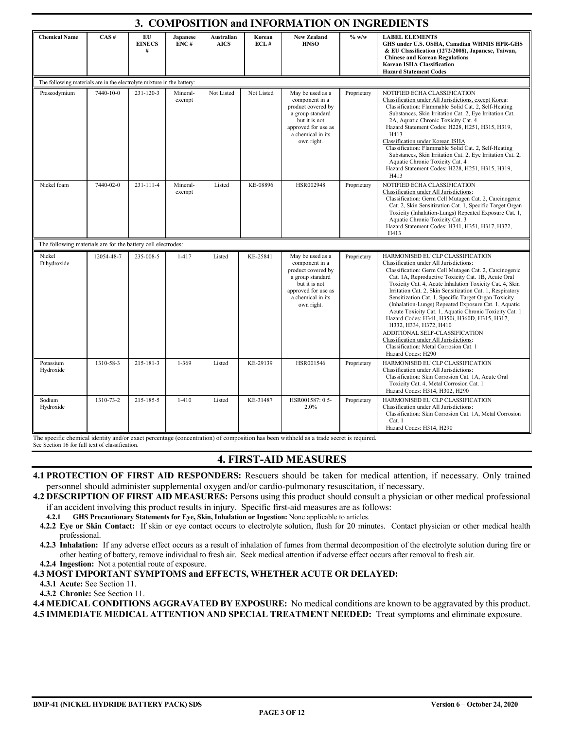## 3. COMPOSITION and INFORMATION ON INGREDIENTS

| Chemical Name | CAS # | EU EINECS # | Japanese ENC # | Australian AICS | Korean ECL # | New Zealand HNSO | % w/w | LABEL ELEMENTS GHS under U.S. OSHA, Canadian WHMIS HPR-GHS & EU Classification (1272/2008), Japanese, Taiwan, Chinese and Korean Regulations Korean ISHA Classification Hazard Statement Codes |
|---|---|---|---|---|---|---|---|---|
| The following materials are in the electrolyte mixture in the battery: | | | | | | | | |
| Praseodymium | 7440-10-0 | 231-120-3 | Mineral-exempt | Not Listed | Not Listed | May be used as a component in a product covered by a group standard but it is not approved for use as a chemical in its own right. | Proprietary | NOTIFIED ECHA CLASSIFICATION<br>Classification under All Jurisdictions, except Korea:<br>Classification: Flammable Solid Cat. 2, Self-Heating Substances, Skin Irritation Cat. 2, Eye Irritation Cat. 2A, Aquatic Chronic Toxicity Cat. 4<br>Hazard Statement Codes: H228, H251, H315, H319, H413<br>Classification under Korean ISHA:<br>Classification: Flammable Solid Cat. 2, Self-Heating Substances, Skin Irritation Cat. 2, Eye Irritation Cat. 2, Aquatic Chronic Toxicity Cat. 4<br>Hazard Statement Codes: H228, H251, H315, H319, H413 |
| Nickel foam | 7440-02-0 | 231-111-4 | Mineral-exempt | Listed | KE-08896 | HSR002948 | Proprietary | NOTIFIED ECHA CLASSIFICATION<br>Classification under All Jurisdictions:<br>Classification: Germ Cell Mutagen Cat. 2, Carcinogenic Cat. 2, Skin Sensitization Cat. 1, Specific Target Organ Toxicity (Inhalation-Lungs) Repeated Exposure Cat. 1, Aquatic Chronic Toxicity Cat. 3<br>Hazard Statement Codes: H341, H351, H317, H372, H413 |
| The following materials are for the battery cell electrodes: | | | | | | | | |
| Nickel Dihydroxide | 12054-48-7 | 235-008-5 | 1-417 | Listed | KE-25841 | May be used as a component in a product covered by a group standard but it is not approved for use as a chemical in its own right. | Proprietary | HARMONISED EU CLP CLASSIFICATION<br>Classification under All Jurisdictions:<br>Classification: Germ Cell Mutagen Cat. 2, Carcinogenic Cat. 1A, Reproductive Toxicity Cat. 1B, Acute Oral Toxicity Cat. 4, Acute Inhalation Toxicity Cat. 4, Skin Irritation Cat. 2, Skin Sensitization Cat. 1, Respiratory Sensitization Cat. 1, Specific Target Organ Toxicity (Inhalation-Lungs) Repeated Exposure Cat. 1, Aquatic Acute Toxicity Cat. 1, Aquatic Chronic Toxicity Cat. 1<br>Hazard Codes: H341, H350i, H360D, H315, H317, H332, H334, H372, H410<br>ADDITIONAL SELF-CLASSIFICATION<br>Classification under All Jurisdictions:<br>Classification: Metal Corrosion Cat. 1<br>Hazard Codes: H290 |
| Potassium Hydroxide | 1310-58-3 | 215-181-3 | 1-369 | Listed | KE-29139 | HSR001546 | Proprietary | HARMONISED EU CLP CLASSIFICATION<br>Classification under All Jurisdictions:<br>Classification: Skin Corrosion Cat. 1A, Acute Oral Toxicity Cat. 4, Metal Corrosion Cat. 1<br>Hazard Codes: H314, H302, H290 |
| Sodium Hydroxide | 1310-73-2 | 215-185-5 | 1-410 | Listed | KE-31487 | HSR001587: 0.5-2.0% | Proprietary | HARMONISED EU CLP CLASSIFICATION<br>Classification under All Jurisdictions:<br>Classification: Skin Corrosion Cat. 1A, Metal Corrosion Cat. 1<br>Hazard Codes: H314, H290 |

The specific chemical identity and/or exact percentage (concentration) of composition has been withheld as a trade secret is required.
See Section 16 for full text of classification.

## 4. FIRST-AID MEASURES

**4.1 PROTECTION OF FIRST AID RESPONDERS:** Rescuers should be taken for medical attention, if necessary. Only trained personnel should administer supplemental oxygen and/or cardio-pulmonary resuscitation, if necessary.

**4.2 DESCRIPTION OF FIRST AID MEASURES:** Persons using this product should consult a physician or other medical professional if an accident involving this product results in injury. Specific first-aid measures are as follows:

**4.2.1 GHS Precautionary Statements for Eye, Skin, Inhalation or Ingestion:** None applicable to articles.

**4.2.2 Eye or Skin Contact:** If skin or eye contact occurs to electrolyte solution, flush for 20 minutes. Contact physician or other medical health professional.

**4.2.3 Inhalation:** If any adverse effect occurs as a result of inhalation of fumes from thermal decomposition of the electrolyte solution during fire or other heating of battery, remove individual to fresh air. Seek medical attention if adverse effect occurs after removal to fresh air.

**4.2.4 Ingestion:** Not a potential route of exposure.

**4.3 MOST IMPORTANT SYMPTOMS and EFFECTS, WHETHER ACUTE OR DELAYED:**

**4.3.1 Acute:** See Section 11.

**4.3.2 Chronic:** See Section 11.

**4.4 MEDICAL CONDITIONS AGGRAVATED BY EXPOSURE:** No medical conditions are known to be aggravated by this product.

**4.5 IMMEDIATE MEDICAL ATTENTION AND SPECIAL TREATMENT NEEDED:** Treat symptoms and eliminate exposure.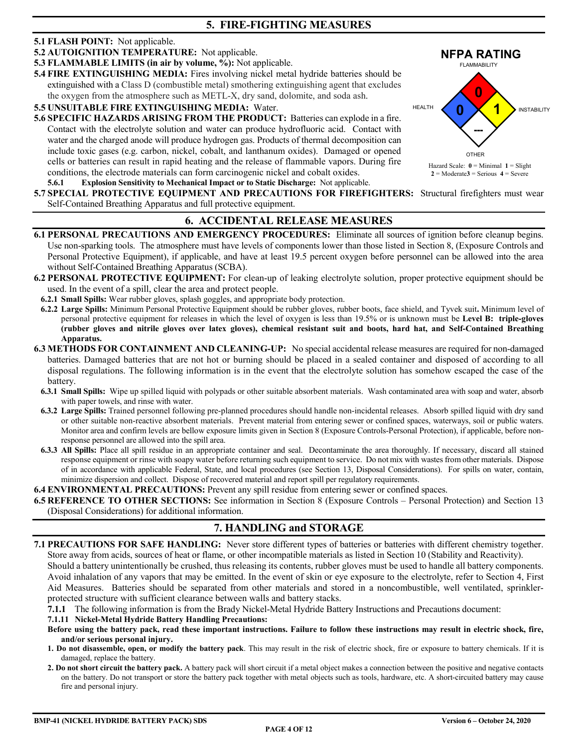## 5. FIRE-FIGHTING MEASURES

**5.1 FLASH POINT:** Not applicable.

**5.2 AUTOIGNITION TEMPERATURE:** Not applicable.

**5.3 FLAMMABLE LIMITS (in air by volume, %):** Not applicable.

**5.4 FIRE EXTINGUISHING MEDIA:** Fires involving nickel metal hydride batteries should be extinguished with a Class D (combustible metal) smothering extinguishing agent that excludes the oxygen from the atmosphere such as METL-X, dry sand, dolomite, and soda ash.

**5.5 UNSUITABLE FIRE EXTINGUISHING MEDIA:** Water.

**5.6 SPECIFIC HAZARDS ARISING FROM THE PRODUCT:** Batteries can explode in a fire. Contact with the electrolyte solution and water can produce hydrofluoric acid. Contact with water and the charged anode will produce hydrogen gas. Products of thermal decomposition can include toxic gases (e.g. carbon, nickel, cobalt, and lanthanum oxides). Damaged or opened cells or batteries can result in rapid heating and the release of flammable vapors. During fire conditions, the electrode materials can form carcinogenic nickel and cobalt oxides.

**5.6.1 Explosion Sensitivity to Mechanical Impact or to Static Discharge:** Not applicable.

**NFPA RATING**

| FLAMMABILITY | HEALTH | INSTABILITY | OTHER |
|---|---|---|---|
| 0 | 0 | 1 | --- |

Hazard Scale: **0** = Minimal **1** = Slight **2** = Moderate **3** = Serious **4** = Severe

**5.7 SPECIAL PROTECTIVE EQUIPMENT AND PRECAUTIONS FOR FIREFIGHTERS:** Structural firefighters must wear Self-Contained Breathing Apparatus and full protective equipment.

## 6. ACCIDENTAL RELEASE MEASURES

**6.1 PERSONAL PRECAUTIONS AND EMERGENCY PROCEDURES:** Eliminate all sources of ignition before cleanup begins. Use non-sparking tools. The atmosphere must have levels of components lower than those listed in Section 8, (Exposure Controls and Personal Protective Equipment), if applicable, and have at least 19.5 percent oxygen before personnel can be allowed into the area without Self-Contained Breathing Apparatus (SCBA).

**6.2 PERSONAL PROTECTIVE EQUIPMENT:** For clean-up of leaking electrolyte solution, proper protective equipment should be used. In the event of a spill, clear the area and protect people.

**6.2.1 Small Spills:** Wear rubber gloves, splash goggles, and appropriate body protection.

**6.2.2 Large Spills:** Minimum Personal Protective Equipment should be rubber gloves, rubber boots, face shield, and Tyvek suit**.** Minimum level of personal protective equipment for releases in which the level of oxygen is less than 19.5% or is unknown must be **Level B: triple-gloves (rubber gloves and nitrile gloves over latex gloves), chemical resistant suit and boots, hard hat, and Self-Contained Breathing Apparatus.**

**6.3 METHODS FOR CONTAINMENT AND CLEANING-UP:** No special accidental release measures are required for non-damaged batteries. Damaged batteries that are not hot or burning should be placed in a sealed container and disposed of according to all disposal regulations. The following information is in the event that the electrolyte solution has somehow escaped the case of the battery.

**6.3.1 Small Spills:** Wipe up spilled liquid with polypads or other suitable absorbent materials. Wash contaminated area with soap and water, absorb with paper towels, and rinse with water.

**6.3.2 Large Spills:** Trained personnel following pre-planned procedures should handle non-incidental releases. Absorb spilled liquid with dry sand or other suitable non-reactive absorbent materials. Prevent material from entering sewer or confined spaces, waterways, soil or public waters. Monitor area and confirm levels are bellow exposure limits given in Section 8 (Exposure Controls-Personal Protection), if applicable, before non-response personnel are allowed into the spill area.

**6.3.3 All Spills:** Place all spill residue in an appropriate container and seal. Decontaminate the area thoroughly. If necessary, discard all stained response equipment or rinse with soapy water before returning such equipment to service. Do not mix with wastes from other materials. Dispose of in accordance with applicable Federal, State, and local procedures (see Section 13, Disposal Considerations). For spills on water, contain, minimize dispersion and collect. Dispose of recovered material and report spill per regulatory requirements.

**6.4 ENVIRONMENTAL PRECAUTIONS:** Prevent any spill residue from entering sewer or confined spaces.

**6.5 REFERENCE TO OTHER SECTIONS:** See information in Section 8 (Exposure Controls – Personal Protection) and Section 13 (Disposal Considerations) for additional information.

## 7. HANDLING and STORAGE

**7.1 PRECAUTIONS FOR SAFE HANDLING:** Never store different types of batteries or batteries with different chemistry together. Store away from acids, sources of heat or flame, or other incompatible materials as listed in Section 10 (Stability and Reactivity). Should a battery unintentionally be crushed, thus releasing its contents, rubber gloves must be used to handle all battery components. Avoid inhalation of any vapors that may be emitted. In the event of skin or eye exposure to the electrolyte, refer to Section 4, First Aid Measures. Batteries should be separated from other materials and stored in a noncombustible, well ventilated, sprinkler-protected structure with sufficient clearance between walls and battery stacks.

**7.1.1** The following information is from the Brady Nickel-Metal Hydride Battery Instructions and Precautions document:

**7.1.11 Nickel-Metal Hydride Battery Handling Precautions:**

**Before using the battery pack, read these important instructions. Failure to follow these instructions may result in electric shock, fire, and/or serious personal injury.**

1. **Do not disassemble, open, or modify the battery pack**. This may result in the risk of electric shock, fire or exposure to battery chemicals. If it is damaged, replace the battery.
2. **Do not short circuit the battery pack.** A battery pack will short circuit if a metal object makes a connection between the positive and negative contacts on the battery. Do not transport or store the battery pack together with metal objects such as tools, hardware, etc. A short-circuited battery may cause fire and personal injury.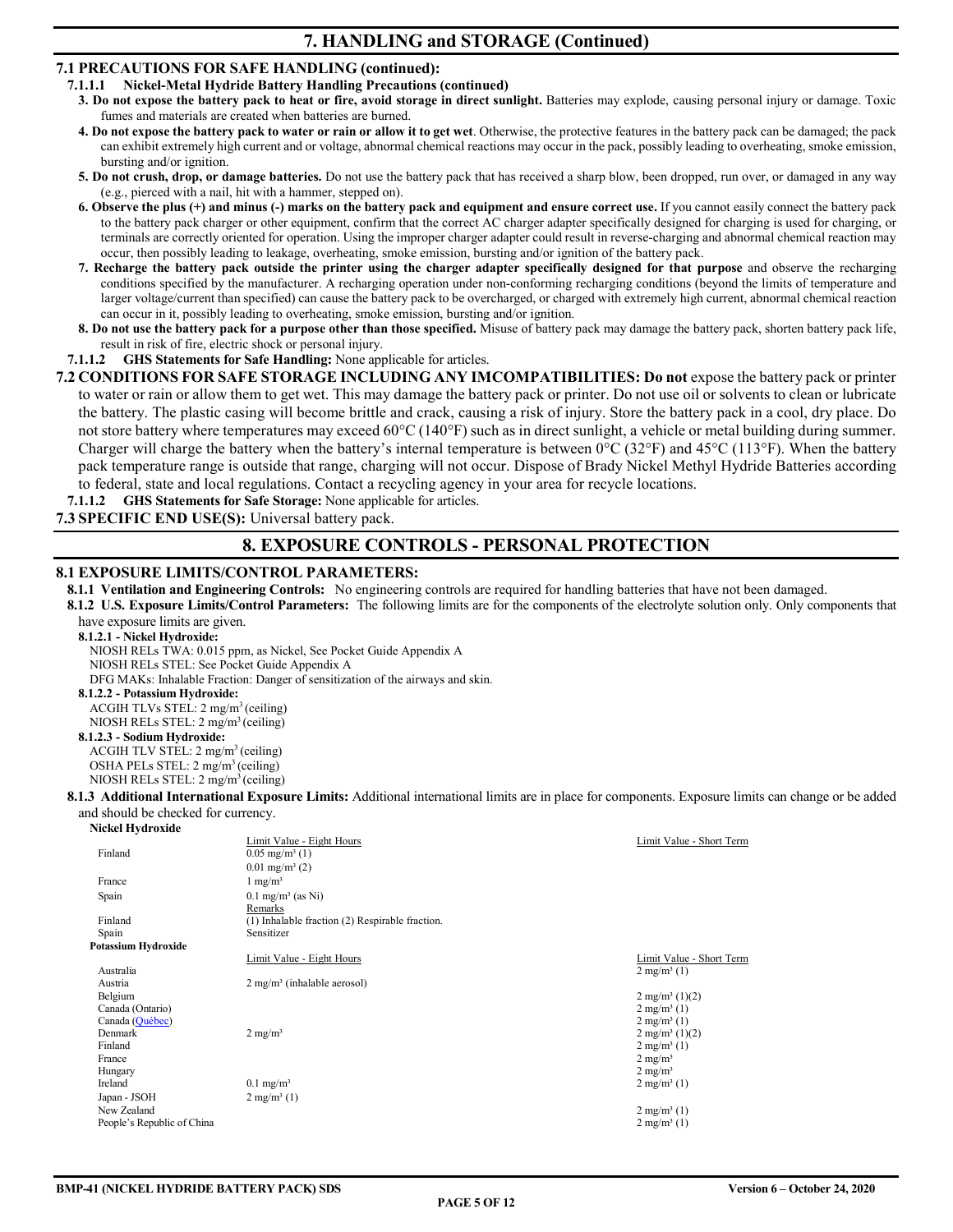# 7. HANDLING and STORAGE (Continued)

## 7.1 PRECAUTIONS FOR SAFE HANDLING (continued):

### 7.1.1.1 Nickel-Metal Hydride Battery Handling Precautions (continued)

3. **Do not expose the battery pack to heat or fire, avoid storage in direct sunlight.** Batteries may explode, causing personal injury or damage. Toxic fumes and materials are created when batteries are burned.
4. **Do not expose the battery pack to water or rain or allow it to get wet**. Otherwise, the protective features in the battery pack can be damaged; the pack can exhibit extremely high current and or voltage, abnormal chemical reactions may occur in the pack, possibly leading to overheating, smoke emission, bursting and/or ignition.
5. **Do not crush, drop, or damage batteries.** Do not use the battery pack that has received a sharp blow, been dropped, run over, or damaged in any way (e.g., pierced with a nail, hit with a hammer, stepped on).
6. **Observe the plus (+) and minus (-) marks on the battery pack and equipment and ensure correct use.** If you cannot easily connect the battery pack to the battery pack charger or other equipment, confirm that the correct AC charger adapter specifically designed for charging is used for charging, or terminals are correctly oriented for operation. Using the improper charger adapter could result in reverse-charging and abnormal chemical reaction may occur, then possibly leading to leakage, overheating, smoke emission, bursting and/or ignition of the battery pack.
7. **Recharge the battery pack outside the printer using the charger adapter specifically designed for that purpose** and observe the recharging conditions specified by the manufacturer. A recharging operation under non-conforming recharging conditions (beyond the limits of temperature and larger voltage/current than specified) can cause the battery pack to be overcharged, or charged with extremely high current, abnormal chemical reaction can occur in it, possibly leading to overheating, smoke emission, bursting and/or ignition.
8. **Do not use the battery pack for a purpose other than those specified.** Misuse of battery pack may damage the battery pack, shorten battery pack life, result in risk of fire, electric shock or personal injury.

### 7.1.1.2 GHS Statements for Safe Handling: None applicable for articles.

## 7.2 CONDITIONS FOR SAFE STORAGE INCLUDING ANY IMCOMPATIBILITIES: 

**Do not** expose the battery pack or printer to water or rain or allow them to get wet. This may damage the battery pack or printer. Do not use oil or solvents to clean or lubricate the battery. The plastic casing will become brittle and crack, causing a risk of injury. Store the battery pack in a cool, dry place. Do not store battery where temperatures may exceed 60°C (140°F) such as in direct sunlight, a vehicle or metal building during summer. Charger will charge the battery when the battery's internal temperature is between 0°C (32°F) and 45°C (113°F). When the battery pack temperature range is outside that range, charging will not occur. Dispose of Brady Nickel Methyl Hydride Batteries according to federal, state and local regulations. Contact a recycling agency in your area for recycle locations.

### 7.1.1.2 GHS Statements for Safe Storage: None applicable for articles.

## 7.3 SPECIFIC END USE(S): Universal battery pack.

# 8. EXPOSURE CONTROLS - PERSONAL PROTECTION

## 8.1 EXPOSURE LIMITS/CONTROL PARAMETERS:

**8.1.1 Ventilation and Engineering Controls:** No engineering controls are required for handling batteries that have not been damaged.

**8.1.2 U.S. Exposure Limits/Control Parameters:** The following limits are for the components of the electrolyte solution only. Only components that have exposure limits are given.

**8.1.2.1 - Nickel Hydroxide:**
NIOSH RELs TWA: 0.015 ppm, as Nickel, See Pocket Guide Appendix A
NIOSH RELs STEL: See Pocket Guide Appendix A
DFG MAKs: Inhalable Fraction: Danger of sensitization of the airways and skin.

**8.1.2.2 - Potassium Hydroxide:**
ACGIH TLVs STEL: 2 mg/m³ (ceiling)
NIOSH RELs STEL: 2 mg/m³ (ceiling)

**8.1.2.3 - Sodium Hydroxide:**
ACGIH TLV STEL: 2 mg/m³ (ceiling)
OSHA PELs STEL: 2 mg/m³ (ceiling)
NIOSH RELs STEL: 2 mg/m³ (ceiling)

**8.1.3 Additional International Exposure Limits:** Additional international limits are in place for components. Exposure limits can change or be added and should be checked for currency.

**Nickel Hydroxide**

| | Limit Value - Eight Hours | Limit Value - Short Term |
|---|---|---|
| Finland | 0.05 mg/m³ (1) | |
| | 0.01 mg/m³ (2) | |
| France | 1 mg/m³ | |
| Spain | 0.1 mg/m³ (as Ni) | |
| | Remarks | |
| Finland | (1) Inhalable fraction (2) Respirable fraction. | |
| Spain | Sensitizer | |

**Potassium Hydroxide**

| | Limit Value - Eight Hours | Limit Value - Short Term |
|---|---|---|
| Australia | | 2 mg/m³ (1) |
| Austria | 2 mg/m³ (inhalable aerosol) | |
| Belgium | | 2 mg/m³ (1)(2) |
| Canada (Ontario) | | 2 mg/m³ (1) |
| Canada (Québec) | | 2 mg/m³ (1) |
| Denmark | 2 mg/m³ | 2 mg/m³ (1)(2) |
| Finland | | 2 mg/m³ (1) |
| France | | 2 mg/m³ |
| Hungary | | 2 mg/m³ |
| Ireland | 0.1 mg/m³ | 2 mg/m³ (1) |
| Japan - JSOH | 2 mg/m³ (1) | |
| New Zealand | | 2 mg/m³ (1) |
| People's Republic of China | | 2 mg/m³ (1) |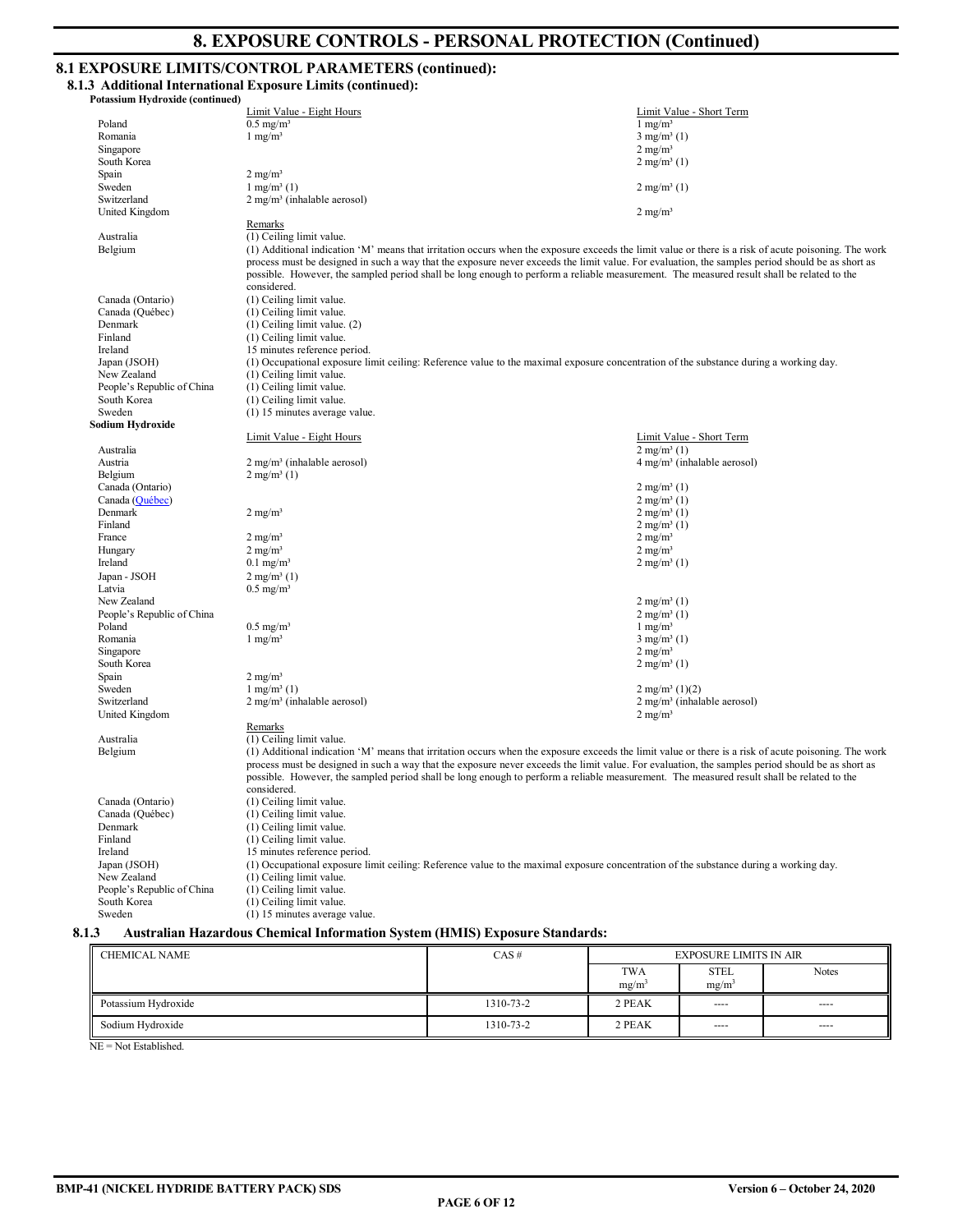# 8. EXPOSURE CONTROLS - PERSONAL PROTECTION (Continued)

## 8.1 EXPOSURE LIMITS/CONTROL PARAMETERS (continued):

### 8.1.3 Additional International Exposure Limits (continued):

**Potassium Hydroxide (continued)**

| | Limit Value - Eight Hours | Limit Value - Short Term |
|---|---|---|
| Poland | 0.5 mg/m³ | 1 mg/m³ |
| Romania | 1 mg/m³ | 3 mg/m³ (1) |
| Singapore | | 2 mg/m³ |
| South Korea | | 2 mg/m³ (1) |
| Spain | 2 mg/m³ | |
| Sweden | 1 mg/m³ (1) | 2 mg/m³ (1) |
| Switzerland | 2 mg/m³ (inhalable aerosol) | |
| United Kingdom | | 2 mg/m³ |

| | Remarks |
|---|---|
| Australia | (1) Ceiling limit value. |
| Belgium | (1) Additional indication 'M' means that irritation occurs when the exposure exceeds the limit value or there is a risk of acute poisoning. The work process must be designed in such a way that the exposure never exceeds the limit value. For evaluation, the samples period should be as short as possible. However, the sampled period shall be long enough to perform a reliable measurement. The measured result shall be related to the considered. |
| Canada (Ontario) | (1) Ceiling limit value. |
| Canada (Québec) | (1) Ceiling limit value. |
| Denmark | (1) Ceiling limit value. (2) |
| Finland | (1) Ceiling limit value. |
| Ireland | 15 minutes reference period. |
| Japan (JSOH) | (1) Occupational exposure limit ceiling: Reference value to the maximal exposure concentration of the substance during a working day. |
| New Zealand | (1) Ceiling limit value. |
| People's Republic of China | (1) Ceiling limit value. |
| South Korea | (1) Ceiling limit value. |
| Sweden | (1) 15 minutes average value. |

**Sodium Hydroxide**

| | Limit Value - Eight Hours | Limit Value - Short Term |
|---|---|---|
| Australia | | 2 mg/m³ (1) |
| Austria | 2 mg/m³ (inhalable aerosol) | 4 mg/m³ (inhalable aerosol) |
| Belgium | 2 mg/m³ (1) | |
| Canada (Ontario) | | 2 mg/m³ (1) |
| Canada (Québec) | | 2 mg/m³ (1) |
| Denmark | 2 mg/m³ | 2 mg/m³ (1) |
| Finland | | 2 mg/m³ (1) |
| France | 2 mg/m³ | 2 mg/m³ |
| Hungary | 2 mg/m³ | 2 mg/m³ |
| Ireland | 0.1 mg/m³ | 2 mg/m³ (1) |
| Japan - JSOH | 2 mg/m³ (1) | |
| Latvia | 0.5 mg/m³ | |
| New Zealand | | 2 mg/m³ (1) |
| People's Republic of China | | 2 mg/m³ (1) |
| Poland | 0.5 mg/m³ | 1 mg/m³ |
| Romania | 1 mg/m³ | 3 mg/m³ (1) |
| Singapore | | 2 mg/m³ |
| South Korea | | 2 mg/m³ (1) |
| Spain | 2 mg/m³ | |
| Sweden | 1 mg/m³ (1) | 2 mg/m³ (1)(2) |
| Switzerland | 2 mg/m³ (inhalable aerosol) | 2 mg/m³ (inhalable aerosol) |
| United Kingdom | | 2 mg/m³ |

| | Remarks |
|---|---|
| Australia | (1) Ceiling limit value. |
| Belgium | (1) Additional indication 'M' means that irritation occurs when the exposure exceeds the limit value or there is a risk of acute poisoning. The work process must be designed in such a way that the exposure never exceeds the limit value. For evaluation, the samples period should be as short as possible. However, the sampled period shall be long enough to perform a reliable measurement. The measured result shall be related to the considered. |
| Canada (Ontario) | (1) Ceiling limit value. |
| Canada (Québec) | (1) Ceiling limit value. |
| Denmark | (1) Ceiling limit value. |
| Finland | (1) Ceiling limit value. |
| Ireland | 15 minutes reference period. |
| Japan (JSOH) | (1) Occupational exposure limit ceiling: Reference value to the maximal exposure concentration of the substance during a working day. |
| New Zealand | (1) Ceiling limit value. |
| People's Republic of China | (1) Ceiling limit value. |
| South Korea | (1) Ceiling limit value. |
| Sweden | (1) 15 minutes average value. |

### 8.1.3 Australian Hazardous Chemical Information System (HMIS) Exposure Standards:

| CHEMICAL NAME | CAS # | EXPOSURE LIMITS IN AIR | | |
|---|---|---|---|---|
| | | TWA $mg/m^3$ | STEL $mg/m^3$ | Notes |
| Potassium Hydroxide | 1310-73-2 | 2 PEAK | ---- | ---- |
| Sodium Hydroxide | 1310-73-2 | 2 PEAK | ---- | ---- |

NE = Not Established.

**BMP-41 (NICKEL HYDRIDE BATTERY PACK) SDS** — **Version 6 – October 24, 2020**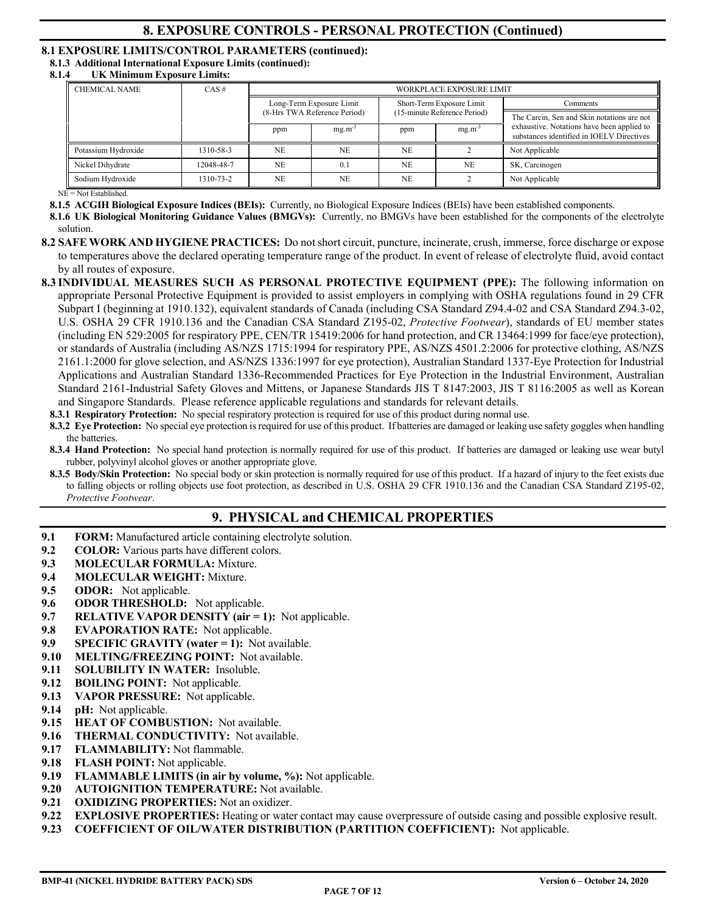## 8. EXPOSURE CONTROLS - PERSONAL PROTECTION (Continued)

**8.1 EXPOSURE LIMITS/CONTROL PARAMETERS (continued):**

**8.1.3 Additional International Exposure Limits (continued):**

**8.1.4 UK Minimum Exposure Limits:**

| CHEMICAL NAME | CAS # | WORKPLACE EXPOSURE LIMIT | | | | |
|---|---|---|---|---|---|---|
| | | Long-Term Exposure Limit (8-Hrs TWA Reference Period) | | Short-Term Exposure Limit (15-minute Reference Period) | | Comments |
| | | ppm | $mg.m^{-3}$ | ppm | $mg.m^{-3}$ | The Carcin, Sen and Skin notations are not exhaustive. Notations have been applied to substances identified in IOELV Directives |
| Potassium Hydroxide | 1310-58-3 | NE | NE | NE | 2 | Not Applicable |
| Nickel Dihydrate | 12048-48-7 | NE | 0.1 | NE | NE | SK, Carcinogen |
| Sodium Hydroxide | 1310-73-2 | NE | NE | NE | 2 | Not Applicable |

NE = Not Established.

**8.1.5 ACGIH Biological Exposure Indices (BEIs):** Currently, no Biological Exposure Indices (BEIs) have been established components.

**8.1.6 UK Biological Monitoring Guidance Values (BMGVs):** Currently, no BMGVs have been established for the components of the electrolyte solution.

**8.2 SAFE WORK AND HYGIENE PRACTICES:** Do not short circuit, puncture, incinerate, crush, immerse, force discharge or expose to temperatures above the declared operating temperature range of the product. In event of release of electrolyte fluid, avoid contact by all routes of exposure.

**8.3 INDIVIDUAL MEASURES SUCH AS PERSONAL PROTECTIVE EQUIPMENT (PPE):** The following information on appropriate Personal Protective Equipment is provided to assist employers in complying with OSHA regulations found in 29 CFR Subpart I (beginning at 1910.132), equivalent standards of Canada (including CSA Standard Z94.4-02 and CSA Standard Z94.3-02, U.S. OSHA 29 CFR 1910.136 and the Canadian CSA Standard Z195-02, *Protective Footwear*), standards of EU member states (including EN 529:2005 for respiratory PPE, CEN/TR 15419:2006 for hand protection, and CR 13464:1999 for face/eye protection), or standards of Australia (including AS/NZS 1715:1994 for respiratory PPE, AS/NZS 4501.2:2006 for protective clothing, AS/NZS 2161.1:2000 for glove selection, and AS/NZS 1336:1997 for eye protection), Australian Standard 1337-Eye Protection for Industrial Applications and Australian Standard 1336-Recommended Practices for Eye Protection in the Industrial Environment, Australian Standard 2161-Industrial Safety Gloves and Mittens, or Japanese Standards JIS T 8147:2003, JIS T 8116:2005 as well as Korean and Singapore Standards. Please reference applicable regulations and standards for relevant details.

**8.3.1 Respiratory Protection:** No special respiratory protection is required for use of this product during normal use.

**8.3.2 Eye Protection:** No special eye protection is required for use of this product. If batteries are damaged or leaking use safety goggles when handling the batteries.

**8.3.4 Hand Protection:** No special hand protection is normally required for use of this product. If batteries are damaged or leaking use wear butyl rubber, polyvinyl alcohol gloves or another appropriate glove.

**8.3.5 Body/Skin Protection:** No special body or skin protection is normally required for use of this product. If a hazard of injury to the feet exists due to falling objects or rolling objects use foot protection, as described in U.S. OSHA 29 CFR 1910.136 and the Canadian CSA Standard Z195-02, *Protective Footwear*.

## 9. PHYSICAL and CHEMICAL PROPERTIES

**9.1 FORM:** Manufactured article containing electrolyte solution.
**9.2 COLOR:** Various parts have different colors.
**9.3 MOLECULAR FORMULA:** Mixture.
**9.4 MOLECULAR WEIGHT:** Mixture.
**9.5 ODOR:** Not applicable.
**9.6 ODOR THRESHOLD:** Not applicable.
**9.7 RELATIVE VAPOR DENSITY (air = 1):** Not applicable.
**9.8 EVAPORATION RATE:** Not applicable.
**9.9 SPECIFIC GRAVITY (water = 1):** Not available.
**9.10 MELTING/FREEZING POINT:** Not available.
**9.11 SOLUBILITY IN WATER:** Insoluble.
**9.12 BOILING POINT:** Not applicable.
**9.13 VAPOR PRESSURE:** Not applicable.
**9.14 pH:** Not applicable.
**9.15 HEAT OF COMBUSTION:** Not available.
**9.16 THERMAL CONDUCTIVITY:** Not available.
**9.17 FLAMMABILITY:** Not flammable.
**9.18 FLASH POINT:** Not applicable.
**9.19 FLAMMABLE LIMITS (in air by volume, %):** Not applicable.
**9.20 AUTOIGNITION TEMPERATURE:** Not available.
**9.21 OXIDIZING PROPERTIES:** Not an oxidizer.
**9.22 EXPLOSIVE PROPERTIES:** Heating or water contact may cause overpressure of outside casing and possible explosive result.
**9.23 COEFFICIENT OF OIL/WATER DISTRIBUTION (PARTITION COEFFICIENT):** Not applicable.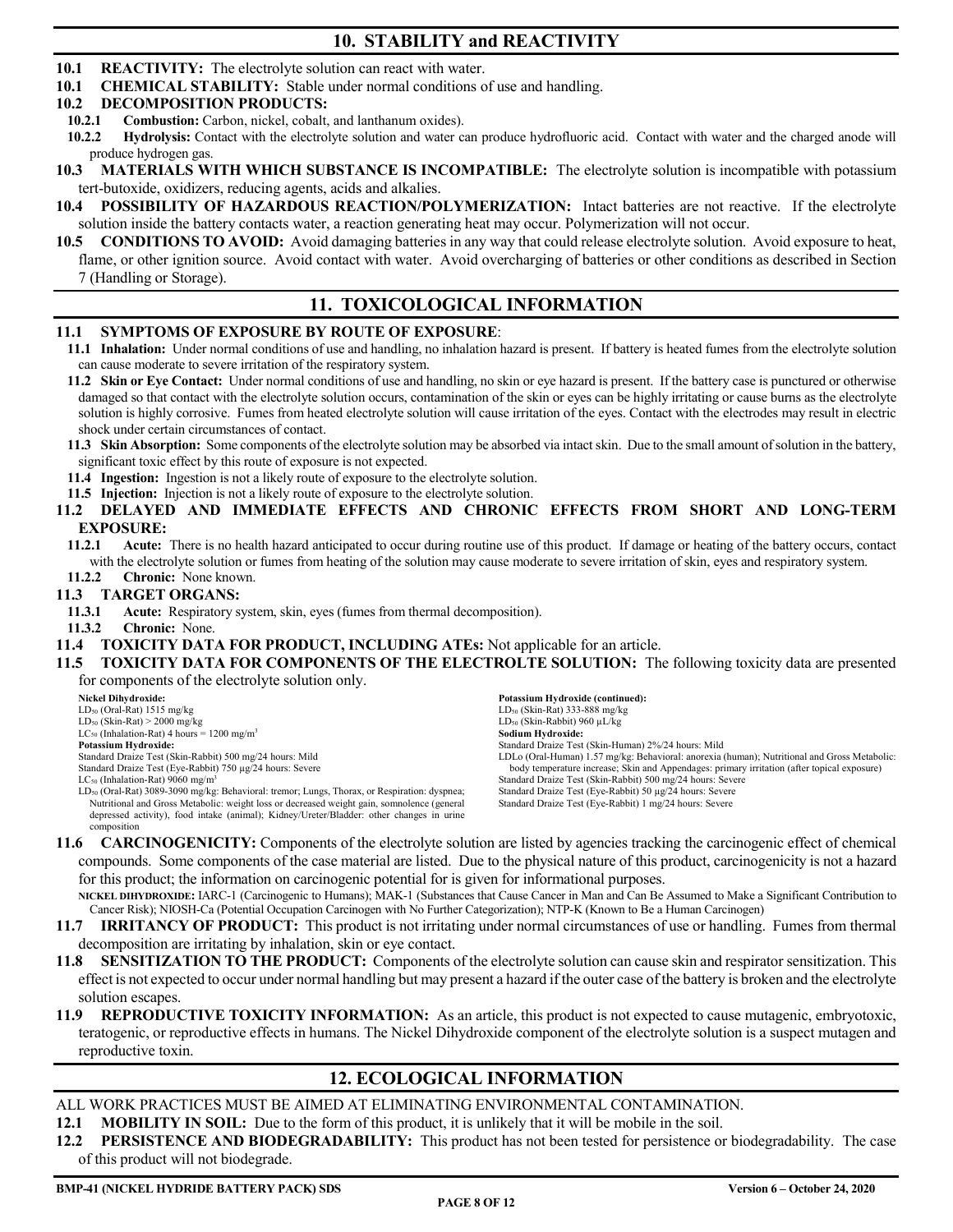## 10. STABILITY and REACTIVITY

**10.1 REACTIVITY:** The electrolyte solution can react with water.

**10.1 CHEMICAL STABILITY:** Stable under normal conditions of use and handling.

**10.2 DECOMPOSITION PRODUCTS:**

**10.2.1 Combustion:** Carbon, nickel, cobalt, and lanthanum oxides).

**10.2.2 Hydrolysis:** Contact with the electrolyte solution and water can produce hydrofluoric acid. Contact with water and the charged anode will produce hydrogen gas.

**10.3 MATERIALS WITH WHICH SUBSTANCE IS INCOMPATIBLE:** The electrolyte solution is incompatible with potassium tert-butoxide, oxidizers, reducing agents, acids and alkalies.

**10.4 POSSIBILITY OF HAZARDOUS REACTION/POLYMERIZATION:** Intact batteries are not reactive. If the electrolyte solution inside the battery contacts water, a reaction generating heat may occur. Polymerization will not occur.

**10.5 CONDITIONS TO AVOID:** Avoid damaging batteries in any way that could release electrolyte solution. Avoid exposure to heat, flame, or other ignition source. Avoid contact with water. Avoid overcharging of batteries or other conditions as described in Section 7 (Handling or Storage).

## 11. TOXICOLOGICAL INFORMATION

**11.1 SYMPTOMS OF EXPOSURE BY ROUTE OF EXPOSURE**:

**11.1 Inhalation:** Under normal conditions of use and handling, no inhalation hazard is present. If battery is heated fumes from the electrolyte solution can cause moderate to severe irritation of the respiratory system.

**11.2 Skin or Eye Contact:** Under normal conditions of use and handling, no skin or eye hazard is present. If the battery case is punctured or otherwise damaged so that contact with the electrolyte solution occurs, contamination of the skin or eyes can be highly irritating or cause burns as the electrolyte solution is highly corrosive. Fumes from heated electrolyte solution will cause irritation of the eyes. Contact with the electrodes may result in electric shock under certain circumstances of contact.

**11.3 Skin Absorption:** Some components of the electrolyte solution may be absorbed via intact skin. Due to the small amount of solution in the battery, significant toxic effect by this route of exposure is not expected.

**11.4 Ingestion:** Ingestion is not a likely route of exposure to the electrolyte solution.

**11.5 Injection:** Injection is not a likely route of exposure to the electrolyte solution.

**11.2 DELAYED AND IMMEDIATE EFFECTS AND CHRONIC EFFECTS FROM SHORT AND LONG-TERM EXPOSURE:**

**11.2.1 Acute:** There is no health hazard anticipated to occur during routine use of this product. If damage or heating of the battery occurs, contact with the electrolyte solution or fumes from heating of the solution may cause moderate to severe irritation of skin, eyes and respiratory system.

**11.2.2 Chronic:** None known.

**11.3 TARGET ORGANS:**

**11.3.1 Acute:** Respiratory system, skin, eyes (fumes from thermal decomposition).

**11.3.2 Chronic:** None.

**11.4 TOXICITY DATA FOR PRODUCT, INCLUDING ATEs:** Not applicable for an article.

**11.5 TOXICITY DATA FOR COMPONENTS OF THE ELECTROLTE SOLUTION:** The following toxicity data are presented for components of the electrolyte solution only.

**Nickel Dihydroxide:**
$LD_{50}$ (Oral-Rat) 1515 mg/kg
$LD_{50}$ (Skin-Rat) > 2000 mg/kg
$LC_{50}$ (Inhalation-Rat) 4 hours = 1200 mg/m$^3$

**Potassium Hydroxide:**
Standard Draize Test (Skin-Rabbit) 500 mg/24 hours: Mild
Standard Draize Test (Eye-Rabbit) 750 µg/24 hours: Severe
$LC_{50}$ (Inhalation-Rat) 9060 mg/m$^3$
$LD_{50}$ (Oral-Rat) 3089-3090 mg/kg: Behavioral: tremor; Lungs, Thorax, or Respiration: dyspnea; Nutritional and Gross Metabolic: weight loss or decreased weight gain, somnolence (general depressed activity), food intake (animal); Kidney/Ureter/Bladder: other changes in urine composition

**Potassium Hydroxide (continued):**
$LD_{50}$ (Skin-Rat) 333-888 mg/kg
$LD_{50}$ (Skin-Rabbit) 960 µL/kg

**Sodium Hydroxide:**
Standard Draize Test (Skin-Human) 2%/24 hours: Mild
LDLo (Oral-Human) 1.57 mg/kg: Behavioral: anorexia (human); Nutritional and Gross Metabolic: body temperature increase; Skin and Appendages: primary irritation (after topical exposure)
Standard Draize Test (Skin-Rabbit) 500 mg/24 hours: Severe
Standard Draize Test (Eye-Rabbit) 50 µg/24 hours: Severe
Standard Draize Test (Eye-Rabbit) 1 mg/24 hours: Severe

**11.6 CARCINOGENICITY:** Components of the electrolyte solution are listed by agencies tracking the carcinogenic effect of chemical compounds. Some components of the case material are listed. Due to the physical nature of this product, carcinogenicity is not a hazard for this product; the information on carcinogenic potential for is given for informational purposes.

**NICKEL DIHYDROXIDE:** IARC-1 (Carcinogenic to Humans); MAK-1 (Substances that Cause Cancer in Man and Can Be Assumed to Make a Significant Contribution to Cancer Risk); NIOSH-Ca (Potential Occupation Carcinogen with No Further Categorization); NTP-K (Known to Be a Human Carcinogen)

**11.7 IRRITANCY OF PRODUCT:** This product is not irritating under normal circumstances of use or handling. Fumes from thermal decomposition are irritating by inhalation, skin or eye contact.

**11.8 SENSITIZATION TO THE PRODUCT:** Components of the electrolyte solution can cause skin and respirator sensitization. This effect is not expected to occur under normal handling but may present a hazard if the outer case of the battery is broken and the electrolyte solution escapes.

**11.9 REPRODUCTIVE TOXICITY INFORMATION:** As an article, this product is not expected to cause mutagenic, embryotoxic, teratogenic, or reproductive effects in humans. The Nickel Dihydroxide component of the electrolyte solution is a suspect mutagen and reproductive toxin.

## 12. ECOLOGICAL INFORMATION

ALL WORK PRACTICES MUST BE AIMED AT ELIMINATING ENVIRONMENTAL CONTAMINATION.

**12.1 MOBILITY IN SOIL:** Due to the form of this product, it is unlikely that it will be mobile in the soil.

**12.2 PERSISTENCE AND BIODEGRADABILITY:** This product has not been tested for persistence or biodegradability. The case of this product will not biodegrade.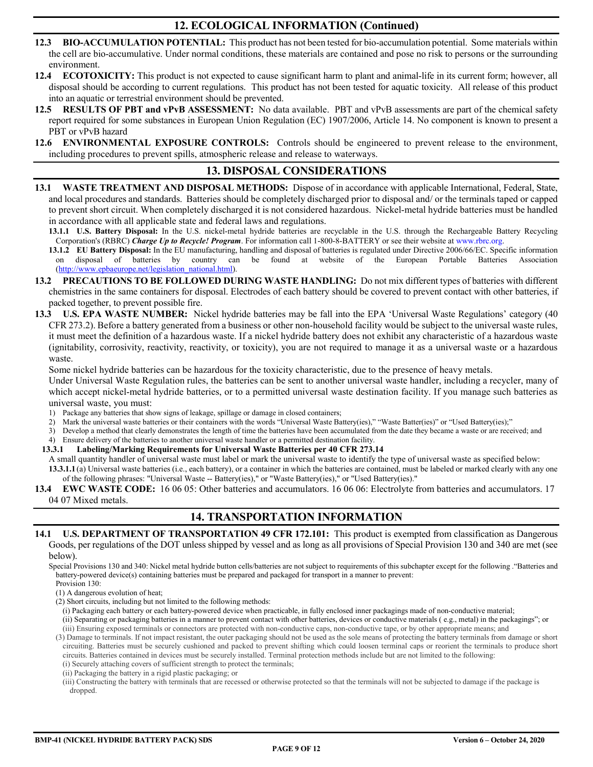## 12. ECOLOGICAL INFORMATION (Continued)

**12.3 BIO-ACCUMULATION POTENTIAL:** This product has not been tested for bio-accumulation potential. Some materials within the cell are bio-accumulative. Under normal conditions, these materials are contained and pose no risk to persons or the surrounding environment.

**12.4 ECOTOXICITY:** This product is not expected to cause significant harm to plant and animal-life in its current form; however, all disposal should be according to current regulations. This product has not been tested for aquatic toxicity. All release of this product into an aquatic or terrestrial environment should be prevented.

**12.5 RESULTS OF PBT and vPvB ASSESSMENT:** No data available. PBT and vPvB assessments are part of the chemical safety report required for some substances in European Union Regulation (EC) 1907/2006, Article 14. No component is known to present a PBT or vPvB hazard

**12.6 ENVIRONMENTAL EXPOSURE CONTROLS:** Controls should be engineered to prevent release to the environment, including procedures to prevent spills, atmospheric release and release to waterways.

## 13. DISPOSAL CONSIDERATIONS

**13.1 WASTE TREATMENT AND DISPOSAL METHODS:** Dispose of in accordance with applicable International, Federal, State, and local procedures and standards. Batteries should be completely discharged prior to disposal and/ or the terminals taped or capped to prevent short circuit. When completely discharged it is not considered hazardous. Nickel-metal hydride batteries must be handled in accordance with all applicable state and federal laws and regulations.

**13.1.1 U.S. Battery Disposal:** In the U.S. nickel-metal hydride batteries are recyclable in the U.S. through the Rechargeable Battery Recycling Corporation's (RBRC) ***Charge Up to Recycle! Program***. For information call 1-800-8-BATTERY or see their website at www.rbrc.org.

**13.1.2 EU Battery Disposal:** In the EU manufacturing, handling and disposal of batteries is regulated under Directive 2006/66/EC. Specific information on disposal of batteries by country can be found at website of the European Portable Batteries Association (http://www.epbaeurope.net/legislation_national.html).

**13.2 PRECAUTIONS TO BE FOLLOWED DURING WASTE HANDLING:** Do not mix different types of batteries with different chemistries in the same containers for disposal. Electrodes of each battery should be covered to prevent contact with other batteries, if packed together, to prevent possible fire.

**13.3 U.S. EPA WASTE NUMBER:** Nickel hydride batteries may be fall into the EPA 'Universal Waste Regulations' category (40 CFR 273.2). Before a battery generated from a business or other non-household facility would be subject to the universal waste rules, it must meet the definition of a hazardous waste. If a nickel hydride battery does not exhibit any characteristic of a hazardous waste (ignitability, corrosivity, reactivity, reactivity, or toxicity), you are not required to manage it as a universal waste or a hazardous waste.

Some nickel hydride batteries can be hazardous for the toxicity characteristic, due to the presence of heavy metals.

Under Universal Waste Regulation rules, the batteries can be sent to another universal waste handler, including a recycler, many of which accept nickel-metal hydride batteries, or to a permitted universal waste destination facility. If you manage such batteries as universal waste, you must:

1) Package any batteries that show signs of leakage, spillage or damage in closed containers;
2) Mark the universal waste batteries or their containers with the words "Universal Waste Battery(ies)," "Waste Batter(ies)" or "Used Battery(ies);"
3) Develop a method that clearly demonstrates the length of time the batteries have been accumulated from the date they became a waste or are received; and
4) Ensure delivery of the batteries to another universal waste handler or a permitted destination facility.

**13.3.1 Labeling/Marking Requirements for Universal Waste Batteries per 40 CFR 273.14**

A small quantity handler of universal waste must label or mark the universal waste to identify the type of universal waste as specified below:

**13.3.1.1** (a) Universal waste batteries (i.e., each battery), or a container in which the batteries are contained, must be labeled or marked clearly with any one of the following phrases: "Universal Waste -- Battery(ies)," or "Waste Battery(ies)," or "Used Battery(ies)."

**13.4 EWC WASTE CODE:** 16 06 05: Other batteries and accumulators. 16 06 06: Electrolyte from batteries and accumulators. 17 04 07 Mixed metals.

## 14. TRANSPORTATION INFORMATION

**14.1 U.S. DEPARTMENT OF TRANSPORTATION 49 CFR 172.101:** This product is exempted from classification as Dangerous Goods, per regulations of the DOT unless shipped by vessel and as long as all provisions of Special Provision 130 and 340 are met (see below).

Special Provisions 130 and 340: Nickel metal hydride button cells/batteries are not subject to requirements of this subchapter except for the following ."Batteries and battery-powered device(s) containing batteries must be prepared and packaged for transport in a manner to prevent:

Provision 130:

(1) A dangerous evolution of heat;

(2) Short circuits, including but not limited to the following methods:

(i) Packaging each battery or each battery-powered device when practicable, in fully enclosed inner packagings made of non-conductive material;

(ii) Separating or packaging batteries in a manner to prevent contact with other batteries, devices or conductive materials ( e.g., metal) in the packagings"; or

(iii) Ensuring exposed terminals or connectors are protected with non-conductive caps, non-conductive tape, or by other appropriate means; and

(3) Damage to terminals. If not impact resistant, the outer packaging should not be used as the sole means of protecting the battery terminals from damage or short circuiting. Batteries must be securely cushioned and packed to prevent shifting which could loosen terminal caps or reorient the terminals to produce short circuits. Batteries contained in devices must be securely installed. Terminal protection methods include but are not limited to the following:

(i) Securely attaching covers of sufficient strength to protect the terminals;

(ii) Packaging the battery in a rigid plastic packaging; or

(iii) Constructing the battery with terminals that are recessed or otherwise protected so that the terminals will not be subjected to damage if the package is dropped.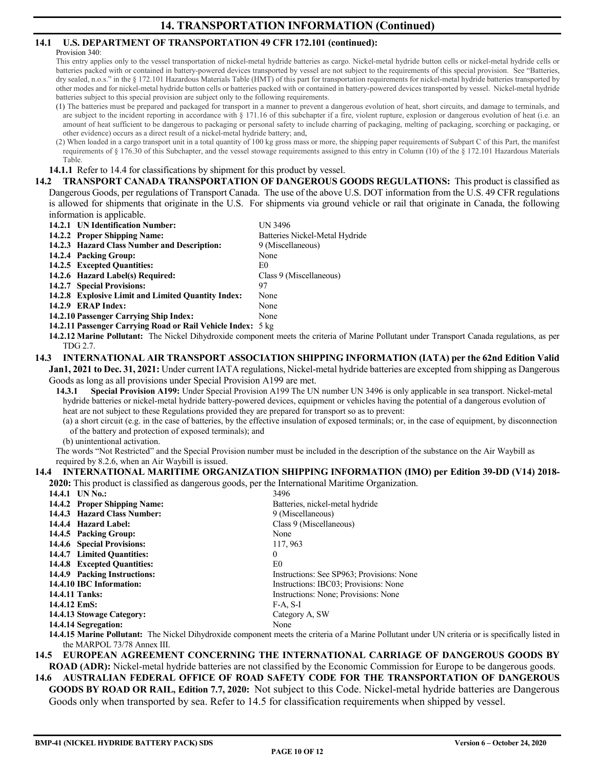# 14. TRANSPORTATION INFORMATION (Continued)

## 14.1 U.S. DEPARTMENT OF TRANSPORTATION 49 CFR 172.101 (continued):

Provision 340:

This entry applies only to the vessel transportation of nickel-metal hydride batteries as cargo. Nickel-metal hydride button cells or nickel-metal hydride cells or batteries packed with or contained in battery-powered devices transported by vessel are not subject to the requirements of this special provision. See "Batteries, dry sealed, n.o.s." in the § 172.101 Hazardous Materials Table (HMT) of this part for transportation requirements for nickel-metal hydride batteries transported by other modes and for nickel-metal hydride button cells or batteries packed with or contained in battery-powered devices transported by vessel. Nickel-metal hydride batteries subject to this special provision are subject only to the following requirements.

(1) The batteries must be prepared and packaged for transport in a manner to prevent a dangerous evolution of heat, short circuits, and damage to terminals, and are subject to the incident reporting in accordance with § 171.16 of this subchapter if a fire, violent rupture, explosion or dangerous evolution of heat (i.e. an amount of heat sufficient to be dangerous to packaging or personal safety to include charring of packaging, melting of packaging, scorching or packaging, or other evidence) occurs as a direct result of a nickel-metal hydride battery; and,

(2) When loaded in a cargo transport unit in a total quantity of 100 kg gross mass or more, the shipping paper requirements of Subpart C of this Part, the manifest requirements of § 176.30 of this Subchapter, and the vessel stowage requirements assigned to this entry in Column (10) of the § 172.101 Hazardous Materials Table.

**14.1.1** Refer to 14.4 for classifications by shipment for this product by vessel.

## 14.2 TRANSPORT CANADA TRANSPORTATION OF DANGEROUS GOODS REGULATIONS:

This product is classified as Dangerous Goods, per regulations of Transport Canada. The use of the above U.S. DOT information from the U.S. 49 CFR regulations is allowed for shipments that originate in the U.S. For shipments via ground vehicle or rail that originate in Canada, the following information is applicable.

| | |
|---|---|
| **14.2.1 UN Identification Number:** | UN 3496 |
| **14.2.2 Proper Shipping Name:** | Batteries Nickel-Metal Hydride |
| **14.2.3 Hazard Class Number and Description:** | 9 (Miscellaneous) |
| **14.2.4 Packing Group:** | None |
| **14.2.5 Excepted Quantities:** | E0 |
| **14.2.6 Hazard Label(s) Required:** | Class 9 (Miscellaneous) |
| **14.2.7 Special Provisions:** | 97 |
| **14.2.8 Explosive Limit and Limited Quantity Index:** | None |
| **14.2.9 ERAP Index:** | None |
| **14.2.10 Passenger Carrying Ship Index:** | None |
| **14.2.11 Passenger Carrying Road or Rail Vehicle Index:** | 5 kg |

**14.2.12 Marine Pollutant:** The Nickel Dihydroxide component meets the criteria of Marine Pollutant under Transport Canada regulations, as per TDG 2.7.

## 14.3 INTERNATIONAL AIR TRANSPORT ASSOCIATION SHIPPING INFORMATION (IATA) per the 62nd Edition Valid Jan1, 2021 to Dec. 31, 2021:

Under current IATA regulations, Nickel-metal hydride batteries are excepted from shipping as Dangerous Goods as long as all provisions under Special Provision A199 are met.

**14.3.1 Special Provision A199:** Under Special Provision A199 The UN number UN 3496 is only applicable in sea transport. Nickel-metal hydride batteries or nickel-metal hydride battery-powered devices, equipment or vehicles having the potential of a dangerous evolution of heat are not subject to these Regulations provided they are prepared for transport so as to prevent:

(a) a short circuit (e.g. in the case of batteries, by the effective insulation of exposed terminals; or, in the case of equipment, by disconnection of the battery and protection of exposed terminals); and

(b) unintentional activation.

The words "Not Restricted" and the Special Provision number must be included in the description of the substance on the Air Waybill as required by 8.2.6, when an Air Waybill is issued.

## 14.4 INTERNATIONAL MARITIME ORGANIZATION SHIPPING INFORMATION (IMO) per Edition 39-DD (V14) 2018-2020:

This product is classified as dangerous goods, per the International Maritime Organization.

| | |
|---|---|
| **14.4.1 UN No.:** | 3496 |
| **14.4.2 Proper Shipping Name:** | Batteries, nickel-metal hydride |
| **14.4.3 Hazard Class Number:** | 9 (Miscellaneous) |
| **14.4.4 Hazard Label:** | Class 9 (Miscellaneous) |
| **14.4.5 Packing Group:** | None |
| **14.4.6 Special Provisions:** | 117, 963 |
| **14.4.7 Limited Quantities:** | 0 |
| **14.4.8 Excepted Quantities:** | E0 |
| **14.4.9 Packing Instructions:** | Instructions: See SP963; Provisions: None |
| **14.4.10 IBC Information:** | Instructions: IBC03; Provisions: None |
| **14.4.11 Tanks:** | Instructions: None; Provisions: None |
| **14.4.12 EmS:** | F-A, S-I |
| **14.4.13 Stowage Category:** | Category A, SW |
| **14.4.14 Segregation:** | None |

**14.4.15 Marine Pollutant:** The Nickel Dihydroxide component meets the criteria of a Marine Pollutant under UN criteria or is specifically listed in the MARPOL 73/78 Annex III.

## 14.5 EUROPEAN AGREEMENT CONCERNING THE INTERNATIONAL CARRIAGE OF DANGEROUS GOODS BY ROAD (ADR):

Nickel-metal hydride batteries are not classified by the Economic Commission for Europe to be dangerous goods.

## 14.6 AUSTRALIAN FEDERAL OFFICE OF ROAD SAFETY CODE FOR THE TRANSPORTATION OF DANGEROUS GOODS BY ROAD OR RAIL, Edition 7.7, 2020:

Not subject to this Code. Nickel-metal hydride batteries are Dangerous Goods only when transported by sea. Refer to 14.5 for classification requirements when shipped by vessel.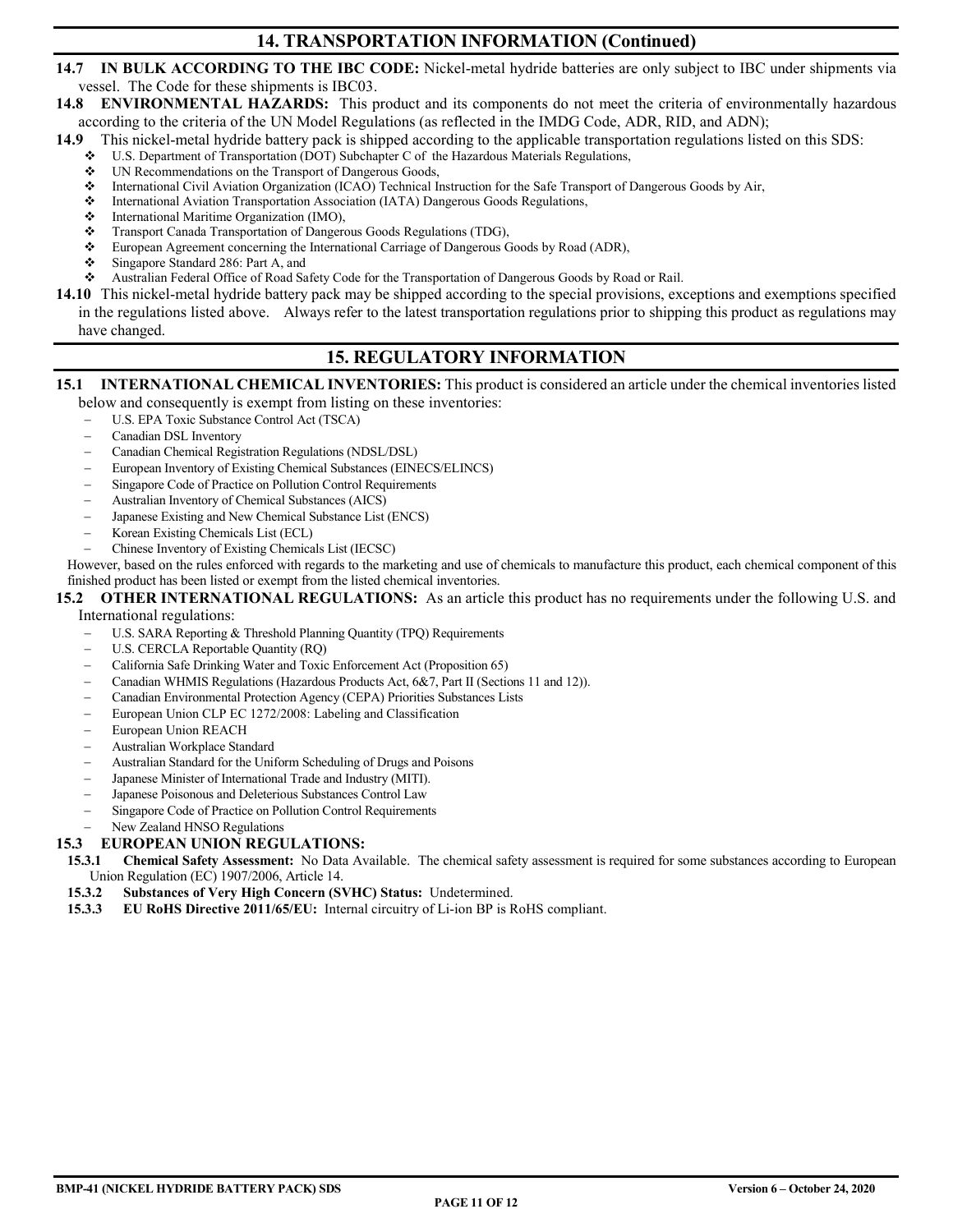## 14. TRANSPORTATION INFORMATION (Continued)

**14.7 IN BULK ACCORDING TO THE IBC CODE:** Nickel-metal hydride batteries are only subject to IBC under shipments via vessel. The Code for these shipments is IBC03.

**14.8 ENVIRONMENTAL HAZARDS:** This product and its components do not meet the criteria of environmentally hazardous according to the criteria of the UN Model Regulations (as reflected in the IMDG Code, ADR, RID, and ADN);

**14.9** This nickel-metal hydride battery pack is shipped according to the applicable transportation regulations listed on this SDS:

- U.S. Department of Transportation (DOT) Subchapter C of the Hazardous Materials Regulations,
- UN Recommendations on the Transport of Dangerous Goods,
- International Civil Aviation Organization (ICAO) Technical Instruction for the Safe Transport of Dangerous Goods by Air,
- International Aviation Transportation Association (IATA) Dangerous Goods Regulations,
- International Maritime Organization (IMO),
- Transport Canada Transportation of Dangerous Goods Regulations (TDG),
- European Agreement concerning the International Carriage of Dangerous Goods by Road (ADR),
- Singapore Standard 286: Part A, and
- Australian Federal Office of Road Safety Code for the Transportation of Dangerous Goods by Road or Rail.

**14.10** This nickel-metal hydride battery pack may be shipped according to the special provisions, exceptions and exemptions specified in the regulations listed above. Always refer to the latest transportation regulations prior to shipping this product as regulations may have changed.

## 15. REGULATORY INFORMATION

**15.1 INTERNATIONAL CHEMICAL INVENTORIES:** This product is considered an article under the chemical inventories listed below and consequently is exempt from listing on these inventories:

- U.S. EPA Toxic Substance Control Act (TSCA)
- Canadian DSL Inventory
- Canadian Chemical Registration Regulations (NDSL/DSL)
- European Inventory of Existing Chemical Substances (EINECS/ELINCS)
- Singapore Code of Practice on Pollution Control Requirements
- Australian Inventory of Chemical Substances (AICS)
- Japanese Existing and New Chemical Substance List (ENCS)
- Korean Existing Chemicals List (ECL)
- Chinese Inventory of Existing Chemicals List (IECSC)

However, based on the rules enforced with regards to the marketing and use of chemicals to manufacture this product, each chemical component of this finished product has been listed or exempt from the listed chemical inventories.

**15.2 OTHER INTERNATIONAL REGULATIONS:** As an article this product has no requirements under the following U.S. and International regulations:

- U.S. SARA Reporting & Threshold Planning Quantity (TPQ) Requirements
- U.S. CERCLA Reportable Quantity (RQ)
- California Safe Drinking Water and Toxic Enforcement Act (Proposition 65)
- Canadian WHMIS Regulations (Hazardous Products Act, 6&7, Part II (Sections 11 and 12)).
- Canadian Environmental Protection Agency (CEPA) Priorities Substances Lists
- European Union CLP EC 1272/2008: Labeling and Classification
- European Union REACH
- Australian Workplace Standard
- Australian Standard for the Uniform Scheduling of Drugs and Poisons
- Japanese Minister of International Trade and Industry (MITI).
- Japanese Poisonous and Deleterious Substances Control Law
- Singapore Code of Practice on Pollution Control Requirements
- New Zealand HNSO Regulations

**15.3 EUROPEAN UNION REGULATIONS:**

**15.3.1 Chemical Safety Assessment:** No Data Available. The chemical safety assessment is required for some substances according to European Union Regulation (EC) 1907/2006, Article 14.

**15.3.2 Substances of Very High Concern (SVHC) Status:** Undetermined.

**15.3.3 EU RoHS Directive 2011/65/EU:** Internal circuitry of Li-ion BP is RoHS compliant.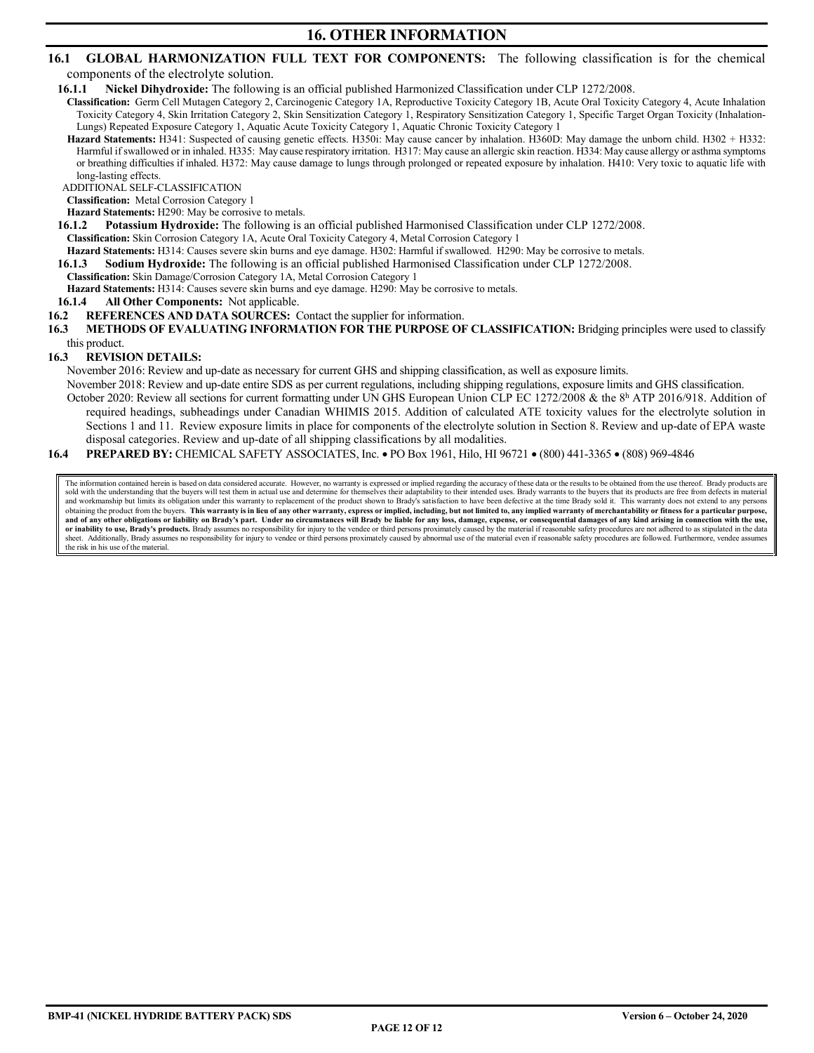## 16. OTHER INFORMATION

**16.1 GLOBAL HARMONIZATION FULL TEXT FOR COMPONENTS:** The following classification is for the chemical components of the electrolyte solution.

**16.1.1 Nickel Dihydroxide:** The following is an official published Harmonized Classification under CLP 1272/2008.

**Classification:** Germ Cell Mutagen Category 2, Carcinogenic Category 1A, Reproductive Toxicity Category 1B, Acute Oral Toxicity Category 4, Acute Inhalation Toxicity Category 4, Skin Irritation Category 2, Skin Sensitization Category 1, Respiratory Sensitization Category 1, Specific Target Organ Toxicity (Inhalation-Lungs) Repeated Exposure Category 1, Aquatic Acute Toxicity Category 1, Aquatic Chronic Toxicity Category 1

**Hazard Statements:** H341: Suspected of causing genetic effects. H350i: May cause cancer by inhalation. H360D: May damage the unborn child. H302 + H332: Harmful if swallowed or in inhaled. H335: May cause respiratory irritation. H317: May cause an allergic skin reaction. H334: May cause allergy or asthma symptoms or breathing difficulties if inhaled. H372: May cause damage to lungs through prolonged or repeated exposure by inhalation. H410: Very toxic to aquatic life with long-lasting effects.

ADDITIONAL SELF-CLASSIFICATION

**Classification:** Metal Corrosion Category 1

**Hazard Statements:** H290: May be corrosive to metals.

**16.1.2 Potassium Hydroxide:** The following is an official published Harmonised Classification under CLP 1272/2008.

**Classification:** Skin Corrosion Category 1A, Acute Oral Toxicity Category 4, Metal Corrosion Category 1

**Hazard Statements:** H314: Causes severe skin burns and eye damage. H302: Harmful if swallowed. H290: May be corrosive to metals.

**16.1.3 Sodium Hydroxide:** The following is an official published Harmonised Classification under CLP 1272/2008.

**Classification:** Skin Damage/Corrosion Category 1A, Metal Corrosion Category 1

**Hazard Statements:** H314: Causes severe skin burns and eye damage. H290: May be corrosive to metals.

**16.1.4 All Other Components:** Not applicable.

**16.2 REFERENCES AND DATA SOURCES:** Contact the supplier for information.

**16.3 METHODS OF EVALUATING INFORMATION FOR THE PURPOSE OF CLASSIFICATION:** Bridging principles were used to classify this product.

**16.3 REVISION DETAILS:**

November 2016: Review and up-date as necessary for current GHS and shipping classification, as well as exposure limits.

November 2018: Review and up-date entire SDS as per current regulations, including shipping regulations, exposure limits and GHS classification.

October 2020: Review all sections for current formatting under UN GHS European Union CLP EC 1272/2008 & the 8h ATP 2016/918. Addition of required headings, subheadings under Canadian WHIMIS 2015. Addition of calculated ATE toxicity values for the electrolyte solution in Sections 1 and 11. Review exposure limits in place for components of the electrolyte solution in Section 8. Review and up-date of EPA waste disposal categories. Review and up-date of all shipping classifications by all modalities.

**16.4 PREPARED BY:** CHEMICAL SAFETY ASSOCIATES, Inc. • PO Box 1961, Hilo, HI 96721 • (800) 441-3365 • (808) 969-4846

The information contained herein is based on data considered accurate. However, no warranty is expressed or implied regarding the accuracy of these data or the results to be obtained from the use thereof. Brady products are sold with the understanding that the buyers will test them in actual use and determine for themselves their adaptability to their intended uses. Brady warrants to the buyers that its products are free from defects in material and workmanship but limits its obligation under this warranty to replacement of the product shown to Brady's satisfaction to have been defective at the time Brady sold it. This warranty does not extend to any persons obtaining the product from the buyers. **This warranty is in lieu of any other warranty, express or implied, including, but not limited to, any implied warranty of merchantability or fitness for a particular purpose, and of any other obligations or liability on Brady's part. Under no circumstances will Brady be liable for any loss, damage, expense, or consequential damages of any kind arising in connection with the use, or inability to use, Brady's products.** Brady assumes no responsibility for injury to the vendee or third persons proximately caused by the material if reasonable safety procedures are not adhered to as stipulated in the data sheet. Additionally, Brady assumes no responsibility for injury to vendee or third persons proximately caused by abnormal use of the material even if reasonable safety procedures are followed. Furthermore, vendee assumes the risk in his use of the material.